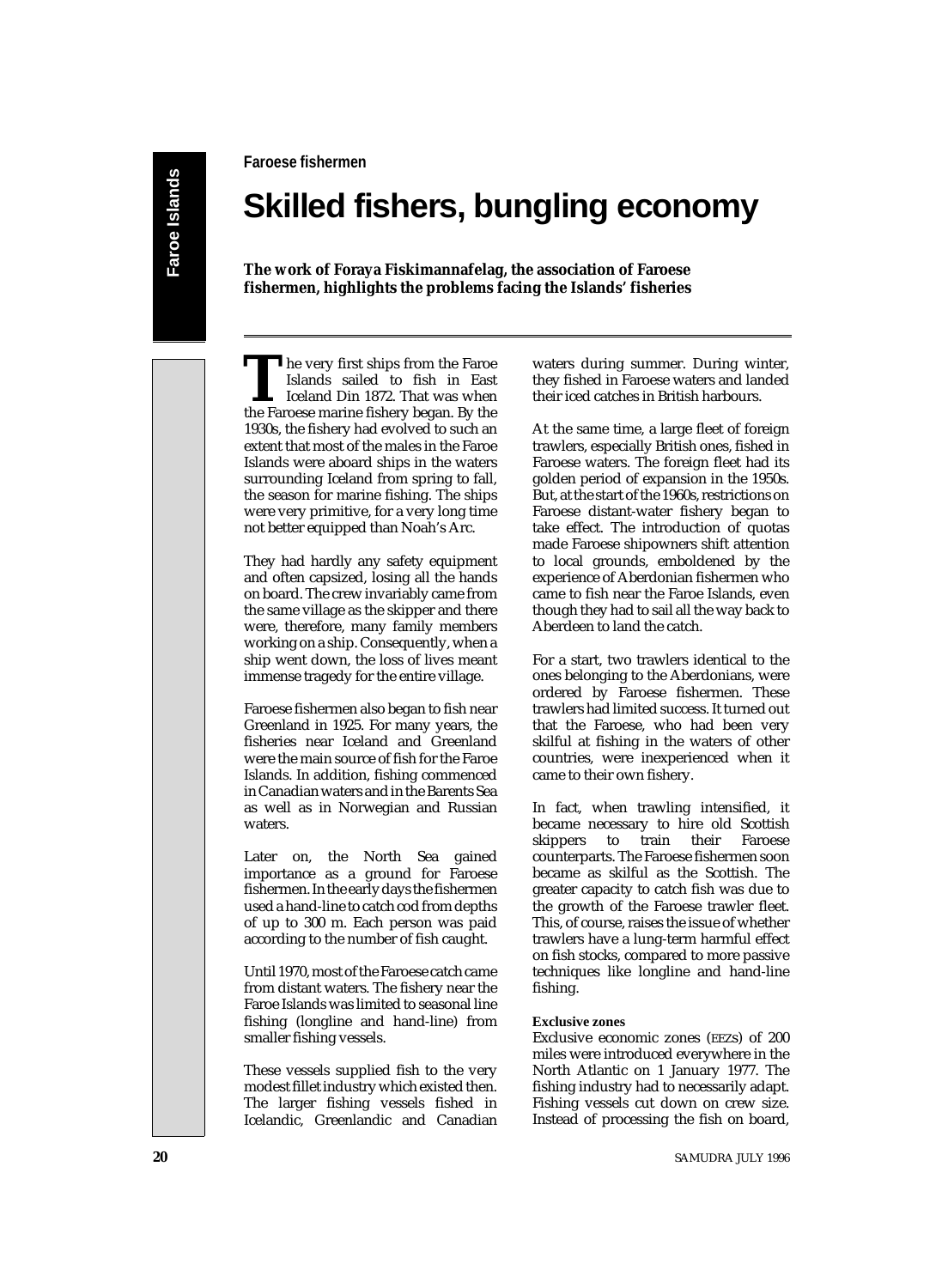Faroese fishermen

# Skilled fishers, bungling economy

**The work of Foraya Fiskimannafelag, the association of Faroese fishermen, highlights the problems facing the Islands' fisheries**

The very first ships from the Faroe Islands sailed to fish in East Iceland Din 1872. That was when the Faroese marine fishery began. By the 1930s, the fishery had evolved to such an extent that most of the males in the Faroe Islands were aboard ships in the waters surrounding Iceland from spring to fall, the season for marine fishing. The ships were very primitive, for a very long time not better equipped than Noah's Arc.

They had hardly any safety equipment and often capsized, losing all the hands on board. The crew invariably came from the same village as the skipper and there were, therefore, many family members working on a ship. Consequently, when a ship went down, the loss of lives meant immense tragedy for the entire village.

Faroese fishermen also began to fish near Greenland in 1925. For many years, the fisheries near Iceland and Greenland were the main source of fish for the Faroe Islands. In addition, fishing commenced in Canadian waters and in the Barents Sea as well as in Norwegian and Russian waters.

Later on, the North Sea gained importance as a ground for Faroese fishermen. In the early days the fishermen used a hand-line to catch cod from depths of up to 300 m. Each person was paid according to the number of fish caught.

Until 1970, most of the Faroese catch came from distant waters. The fishery near the Faroe Islands was limited to seasonal line fishing (longline and hand-line) from smaller fishing vessels.

These vessels supplied fish to the very modest fillet industry which existed then. The larger fishing vessels fished in Icelandic, Greenlandic and Canadian waters during summer. During winter, they fished in Faroese waters and landed their iced catches in British harbours.

At the same time, a large fleet of foreign trawlers, especially British ones, fished in Faroese waters. The foreign fleet had its golden period of expansion in the 1950s. But, at the start of the 1960s, restrictions on Faroese distant-water fishery began to take effect. The introduction of quotas made Faroese shipowners shift attention to local grounds, emboldened by the experience of Aberdonian fishermen who came to fish near the Faroe Islands, even though they had to sail all the way back to Aberdeen to land the catch.

For a start, two trawlers identical to the ones belonging to the Aberdonians, were ordered by Faroese fishermen. These trawlers had limited success. It turned out that the Faroese, who had been very skilful at fishing in the waters of other countries, were inexperienced when it came to their own fishery.

In fact, when trawling intensified, it became necessary to hire old Scottish skippers to train their Faroese counterparts. The Faroese fishermen soon became as skilful as the Scottish. The greater capacity to catch fish was due to the growth of the Faroese trawler fleet. This, of course, raises the issue of whether trawlers have a lung-term harmful effect on fish stocks, compared to more passive techniques like longline and hand-line fishing.

### Exclusive zones

Exclusive economic zones (EEZs) of 200 miles were introduced everywhere in the North Atlantic on 1 January 1977. The fishing industry had to necessarily adapt. Fishing vessels cut down on crew size. Instead of processing the fish on board,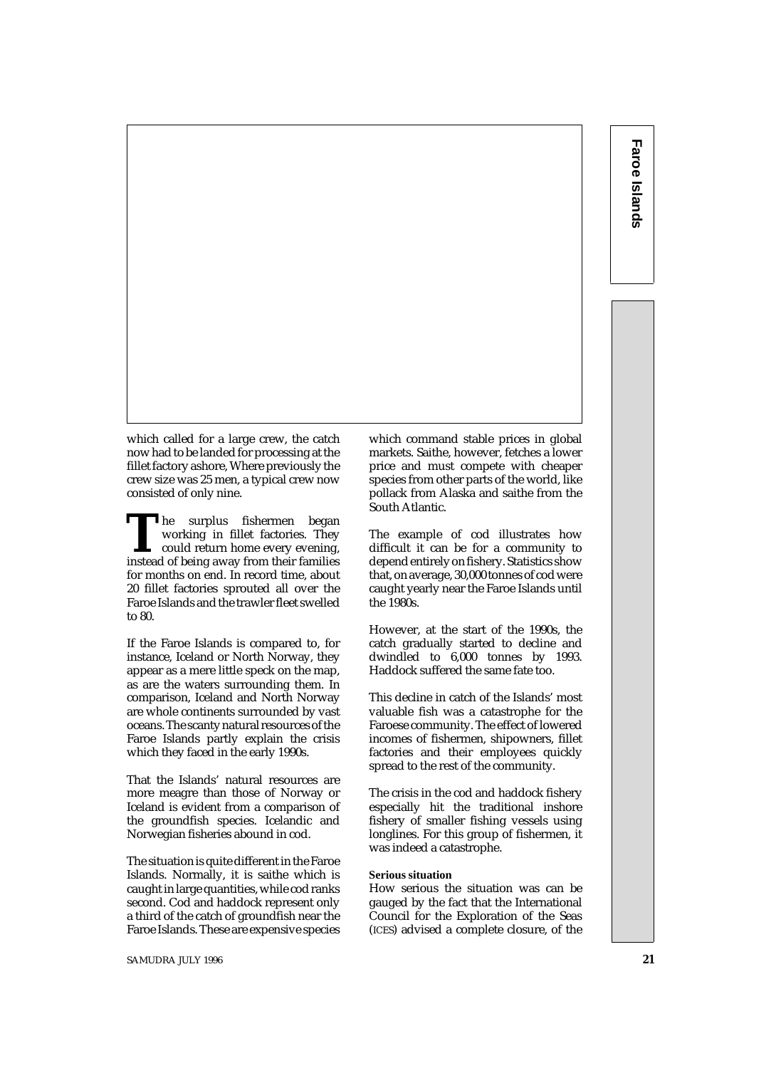which called for a large crew, the catch now had to be landed for processing at the fillet factory ashore, Where previously the crew size was 25 men, a typical crew now consisted of only nine.

The surplus fishermen began working in fillet factories. They could return home every evening, instead of being away from their families for months on end. In record time, about 20 fillet factories sprouted all over the Faroe Islands and the trawler fleet swelled to 80.

If the Faroe Islands is compared to, for instance, Iceland or North Norway, they appear as a mere little speck on the map, as are the waters surrounding them. In comparison, Iceland and North Norway are whole continents surrounded by vast oceans. The scanty natural resources of the Faroe Islands partly explain the crisis which they faced in the early 1990s.

That the Islands' natural resources are more meagre than those of Norway or Iceland is evident from a comparison of the groundfish species. Icelandic and Norwegian fisheries abound in cod.

The situation is quite different in the Faroe Islands. Normally, it is saithe which is caught in large quantities, while cod ranks second. Cod and haddock represent only a third of the catch of groundfish near the Faroe Islands. These are expensive species which command stable prices in global markets. Saithe, however, fetches a lower price and must compete with cheaper species from other parts of the world, like pollack from Alaska and saithe from the South Atlantic.

The example of cod illustrates how difficult it can be for a community to depend entirely on fishery. Statistics show that, on average, 30,000 tonnes of cod were caught yearly near the Faroe Islands until the 1980s.

However, at the start of the 1990s, the catch gradually started to decline and dwindled to 6,000 tonnes by 1993. Haddock suffered the same fate too.

This decline in catch of the Islands' most valuable fish was a catastrophe for the Faroese community. The effect of lowered incomes of fishermen, shipowners, fillet factories and their employees quickly spread to the rest of the community.

The crisis in the cod and haddock fishery especially hit the traditional inshore fishery of smaller fishing vessels using longlines. For this group of fishermen, it was indeed a catastrophe.

**Serious situation**

How serious the situation was can be gauged by the fact that the International Council for the Exploration of the Seas (ICES) advised a complete closure, of the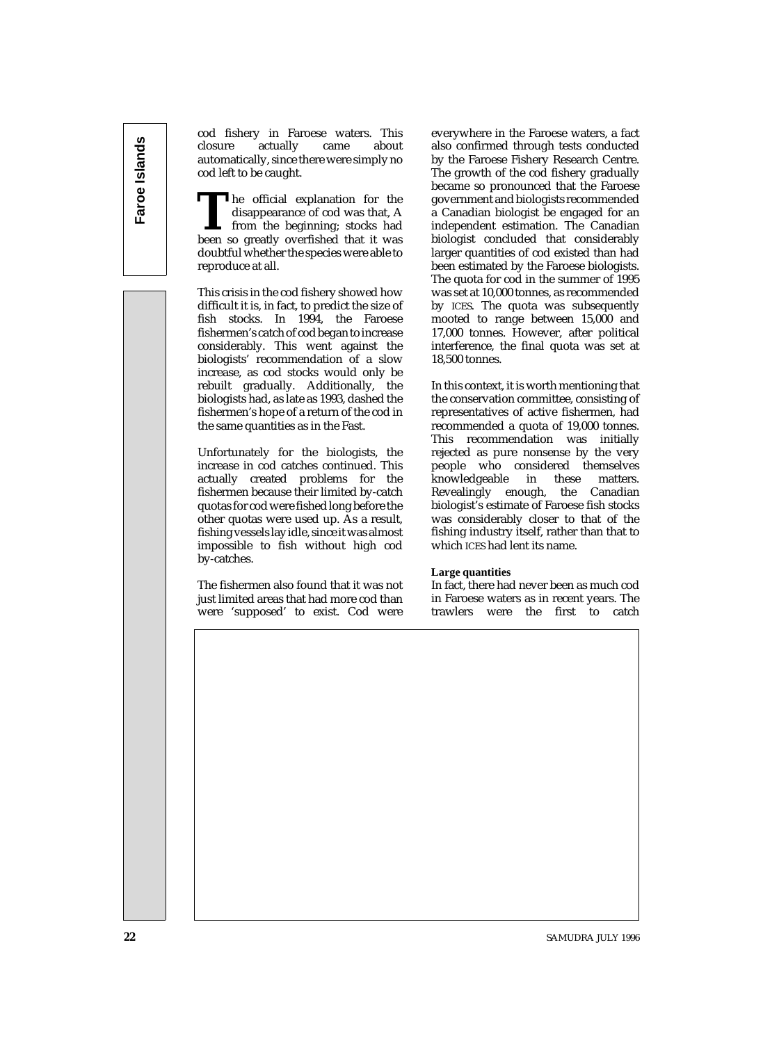cod fishery in Faroese waters. This closure actually came about automatically, since there were simply no cod left to be caught.

The official explanation for the disappearance of cod was that, A from the beginning; stocks had been so greatly overfished that it was doubtful whether the species were able to reproduce at all.

This crisis in the cod fishery showed how difficult it is, in fact, to predict the size of fish stocks. In 1994, the Faroese fishermen's catch of cod began to increase considerably. This went against the biologists' recommendation of a slow increase, as cod stocks would only be rebuilt gradually. Additionally, the biologists had, as late as 1993, dashed the fishermen's hope of a return of the cod in the same quantities as in the Fast.

Unfortunately for the biologists, the increase in cod catches continued. This actually created problems for the fishermen because their limited by-catch quotas for cod were fished long before the other quotas were used up. As a result, fishing vessels lay idle, since it was almost impossible to fish without high cod by-catches.

The fishermen also found that it was not just limited areas that had more cod than were 'supposed' to exist. Cod were everywhere in the Faroese waters, a fact also confirmed through tests conducted by the Faroese Fishery Research Centre. The growth of the cod fishery gradually became so pronounced that the Faroese government and biologists recommended a Canadian biologist be engaged for an independent estimation. The Canadian biologist concluded that considerably larger quantities of cod existed than had been estimated by the Faroese biologists. The quota for cod in the summer of 1995 was set at 10,000 tonnes, as recommended by ICES. The quota was subsequently mooted to range between 15,000 and 17,000 tonnes. However, after political interference, the final quota was set at 18,500 tonnes.

In this context, it is worth mentioning that the conservation committee, consisting of representatives of active fishermen, had recommended a quota of 19,000 tonnes. This recommendation was initially rejected as pure nonsense by the very people who considered themselves knowledgeable in these matters. Revealingly enough, the Canadian biologist's estimate of Faroese fish stocks was considerably closer to that of the fishing industry itself, rather than that to which ICES had lent its name.

### Large quantities

In fact, there had never been as much cod in Faroese waters as in recent years. The trawlers were the first to catch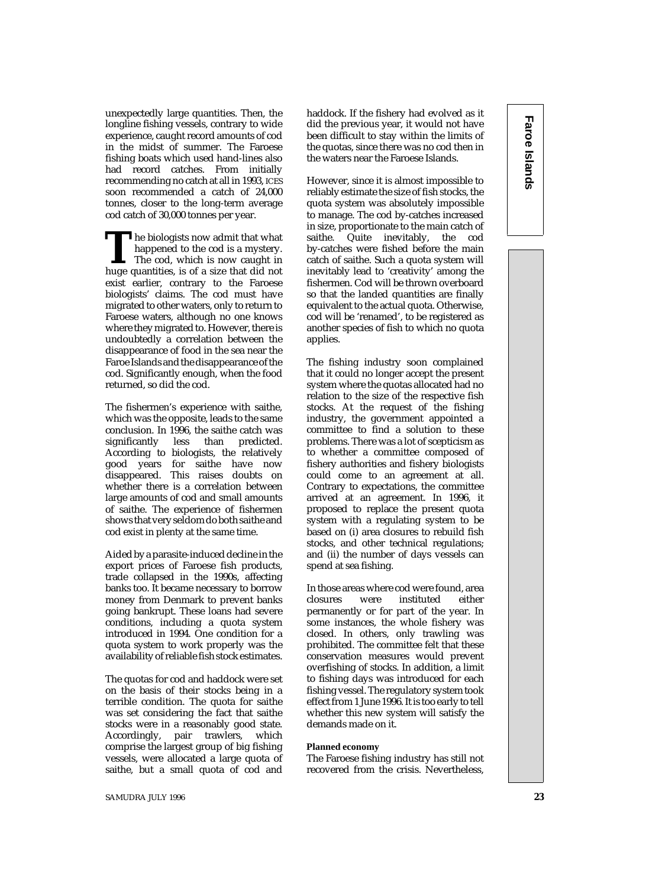unexpectedly large quantities. Then, the longline fishing vessels, contrary to wide experience, caught record amounts of cod in the midst of summer. The Faroese fishing boats which used hand-lines also had record catches. From initially recommending no catch at all in 1993, ICES soon recommended a catch of 24,000 tonnes, closer to the long-term average cod catch of 30,000 tonnes per year.

The biologists now admit that what happened to the cod is a mystery. The cod, which is now caught in huge quantities, is of a size that did not exist earlier, contrary to the Faroese biologists' claims. The cod must have migrated to other waters, only to return to Faroese waters, although no one knows where they migrated to. However, there is undoubtedly a correlation between the disappearance of food in the sea near the Faroe Islands and the disappearance of the cod. Significantly enough, when the food returned, so did the cod.

The fishermen's experience with saithe, which was the opposite, leads to the same conclusion. In 1996, the saithe catch was significantly less than predicted. According to biologists, the relatively good years for saithe have now disappeared. This raises doubts on whether there is a correlation between large amounts of cod and small amounts of saithe. The experience of fishermen shows that very seldom do both saithe and cod exist in plenty at the same time.

Aided by a parasite-induced decline in the export prices of Faroese fish products, trade collapsed in the 1990s, affecting banks too. It became necessary to borrow money from Denmark to prevent banks going bankrupt. These loans had severe conditions, including a quota system introduced in 1994. One condition for a quota system to work properly was the availability of reliable fish stock estimates.

The quotas for cod and haddock were set on the basis of their stocks being in a terrible condition. The quota for saithe was set considering the fact that saithe stocks were in a reasonably good state. Accordingly, pair trawlers, which comprise the largest group of big fishing vessels, were allocated a large quota of saithe, but a small quota of cod and haddock. If the fishery had evolved as it did the previous year, it would not have been difficult to stay within the limits of the quotas, since there was no cod then in the waters near the Faroese Islands.

However, since it is almost impossible to reliably estimate the size of fish stocks, the quota system was absolutely impossible to manage. The cod by-catches increased in size, proportionate to the main catch of saithe. Quite inevitably, the cod by-catches were fished before the main catch of saithe. Such a quota system will inevitably lead to 'creativity' among the fishermen. Cod will be thrown overboard so that the landed quantities are finally equivalent to the actual quota. Otherwise, cod will be 'renamed', to be registered as another species of fish to which no quota applies.

The fishing industry soon complained that it could no longer accept the present system where the quotas allocated had no relation to the size of the respective fish stocks. At the request of the fishing industry, the government appointed a committee to find a solution to these problems. There was a lot of scepticism as to whether a committee composed of fishery authorities and fishery biologists could come to an agreement at all. Contrary to expectations, the committee arrived at an agreement. In 1996, it proposed to replace the present quota system with a regulating system to be based on (i) area closures to rebuild fish stocks, and other technical regulations; and (ii) the number of days vessels can spend at sea fishing.

In those areas where cod were found, area closures were instituted either permanently or for part of the year. In some instances, the whole fishery was closed. In others, only trawling was prohibited. The committee felt that these conservation measures would prevent overfishing of stocks. In addition, a limit to fishing days was introduced for each fishing vessel. The regulatory system took effect from 1 June 1996. It is too early to tell whether this new system will satisfy the demands made on it.

**Planned economy**

The Faroese fishing industry has still not recovered from the crisis. Nevertheless,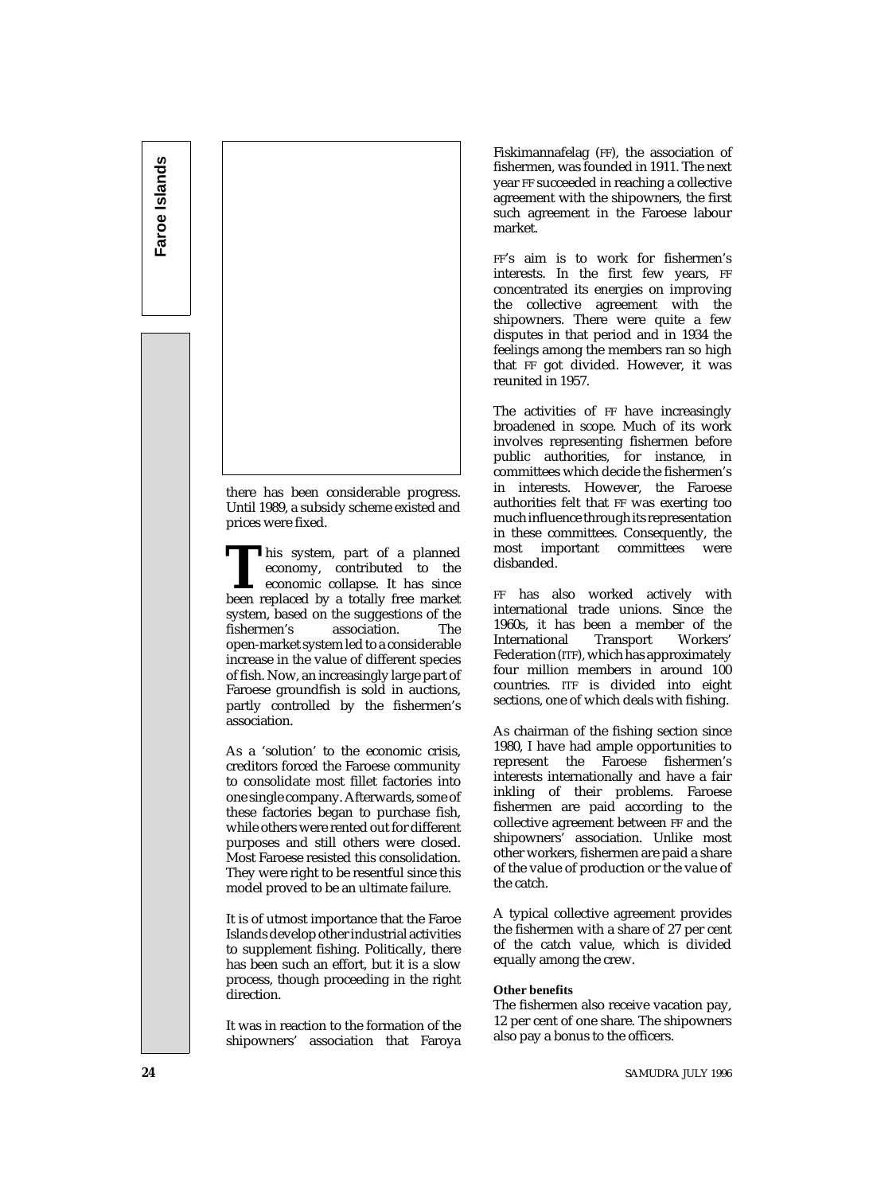there has been considerable progress. Until 1989, a subsidy scheme existed and prices were fixed.

This system, part of a planned economy, contributed to the economic collapse. It has since been replaced by a totally free market system, based on the suggestions of the fishermen's association. The open-market system led to a considerable increase in the value of different species of fish. Now, an increasingly large part of Faroese groundfish is sold in auctions, partly controlled by the fishermen's association.

As a 'solution' to the economic crisis, creditors forced the Faroese community to consolidate most fillet factories into one single company. Afterwards, some of these factories began to purchase fish, while others were rented out for different purposes and still others were closed. Most Faroese resisted this consolidation. They were right to be resentful since this model proved to be an ultimate failure.

It is of utmost importance that the Faroe Islands develop other industrial activities to supplement fishing. Politically, there has been such an effort, but it is a slow process, though proceeding in the right direction.

It was in reaction to the formation of the shipowners' association that Føroya Fiskimannafelag (FF), the association of fishermen, was founded in 1911. The next year FF succeeded in reaching a collective agreement with the shipowners, the first such agreement in the Faroese labour market.

FF's aim is to work for fishermen's interests. In the first few years, FF concentrated its energies on improving the collective agreement with the shipowners. There were quite a few disputes in that period and in 1934 the feelings among the members ran so high that FF got divided. However, it was reunited in 1957.

The activities of FF have increasingly broadened in scope. Much of its work involves representing fishermen before public authorities, for instance, in committees which decide the fishermen's in interests. However, the Faroese authorities felt that FF was exerting too much influence through its representation in these committees. Consequently, the most important committees were disbanded.

FF has also worked actively with international trade unions. Since the 1960s, it has been a member of the International Transport Workers' Federation (ITF), which has approximately four million members in around 100 countries. ITF is divided into eight sections, one of which deals with fishing.

As chairman of the fishing section since 1980, I have had ample opportunities to represent the Faroese fishermen's interests internationally and have a fair inkling of their problems. Faroese fishermen are paid according to the collective agreement between FF and the shipowners' association. Unlike most other workers, fishermen are paid a share of the value of production or the value of the catch.

A typical collective agreement provides the fishermen with a share of 27 per cent of the catch value, which is divided equally among the crew.

**Other benefits**

The fishermen also receive vacation pay, 12 per cent of one share. The shipowners also pay a bonus to the officers.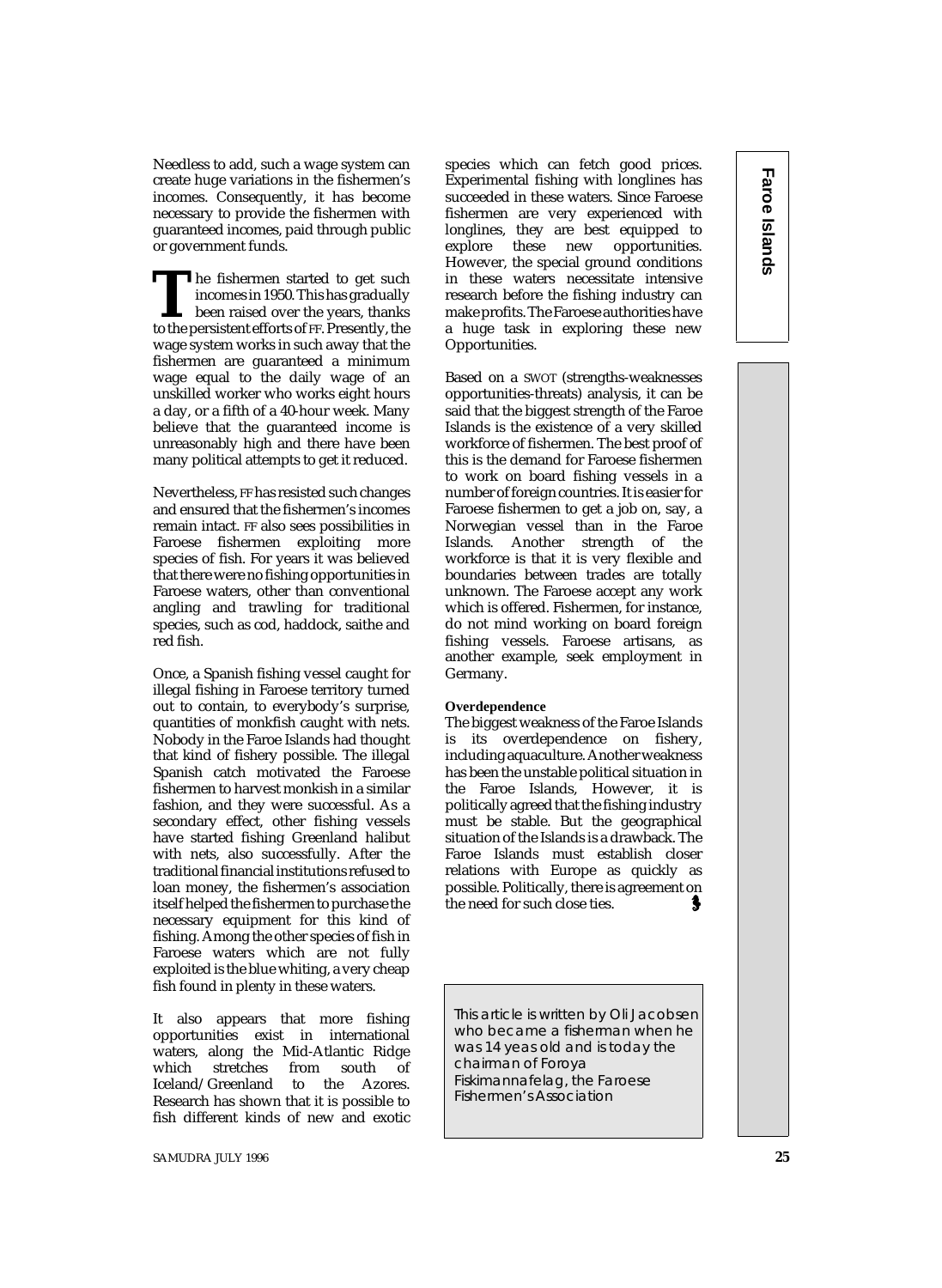Needless to add, such a wage system can create huge variations in the fishermen's incomes. Consequently, it has become necessary to provide the fishermen with guaranteed incomes, paid through public or government funds.

The fishermen started to get such incomes in 1950. This has gradually been raised over the years, thanks to the persistent efforts of FF. Presently, the wage system works in such away that the fishermen are guaranteed a minimum wage equal to the daily wage of an unskilled worker who works eight hours a day, or a fifth of a 40-hour week. Many believe that the guaranteed income is unreasonably high and there have been many political attempts to get it reduced.

Nevertheless, FF has resisted such changes and ensured that the fishermen's incomes remain intact. FF also sees possibilities in Faroese fishermen exploiting more species of fish. For years it was believed that there were no fishing opportunities in Faroese waters, other than conventional angling and trawling for traditional species, such as cod, haddock, saithe and red fish.

Once, a Spanish fishing vessel caught for illegal fishing in Faroese territory turned out to contain, to everybody's surprise, quantities of monkfish caught with nets. Nobody in the Faroe Islands had thought that kind of fishery possible. The illegal Spanish catch motivated the Faroese fishermen to harvest monkish in a similar fashion, and they were successful. As a secondary effect, other fishing vessels have started fishing Greenland halibut with nets, also successfully. After the traditional financial institutions refused to loan money, the fishermen's association itself helped the fishermen to purchase the necessary equipment for this kind of fishing. Among the other species of fish in Faroese waters which are not fully exploited is the blue whiting, a very cheap fish found in plenty in these waters.

It also appears that more fishing opportunities exist in international waters, along the Mid-Atlantic Ridge which stretches from south of Iceland/Greenland to the Azores. Research has shown that it is possible to fish different kinds of new and exotic species which can fetch good prices. Experimental fishing with longlines has succeeded in these waters. Since Faroese fishermen are very experienced with longlines, they are best equipped to explore these new opportunities. However, the special ground conditions in these waters necessitate intensive research before the fishing industry can make profits. The Faroese authorities have a huge task in exploring these new Opportunities.

Based on a SWOT (strengths-weaknesses opportunities-threats) analysis, it can be said that the biggest strength of the Faroe Islands is the existence of a very skilled workforce of fishermen. The best proof of this is the demand for Faroese fishermen to work on board fishing vessels in a number of foreign countries. It is easier for Faroese fishermen to get a job on, say, a Norwegian vessel than in the Faroe Islands. Another strength of the workforce is that it is very flexible and boundaries between trades are totally unknown. The Faroese accept any work which is offered. Fishermen, for instance, do not mind working on board foreign fishing vessels. Faroese artisans, as another example, seek employment in Germany.

**Overdependence**

The biggest weakness of the Faroe Islands is its overdependence on fishery, including aquaculture. Another weakness has been the unstable political situation in the Faroe Islands, However, it is politically agreed that the fishing industry must be stable. But the geographical situation of the Islands is a drawback. The Faroe Islands must establish closer relations with Europe as quickly as possible. Politically, there is agreement on the need for such close ties.

*This article is written by Oli Jacobsen who became a fisherman when he was 14 yeas old and is today the chairman of Foroya Fiskimannafelag, the Faroese Fishermen's Association*